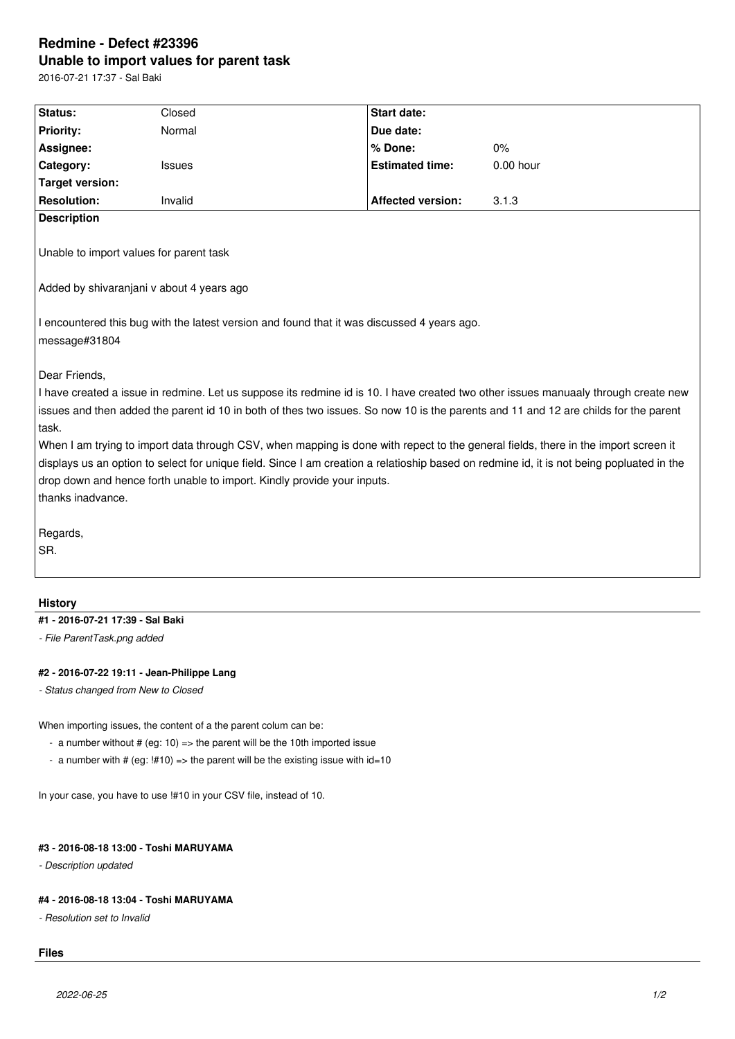# Redmine - Defect #23396

## Unable to import values for parent task

2016-07-21 17:37 - Sal Baki

| | | | |
|---|---|---|---|
| **Status:** | Closed | **Start date:** | |
| **Priority:** | Normal | **Due date:** | |
| **Assignee:** | | **% Done:** | 0% |
| **Category:** | Issues | **Estimated time:** | 0.00 hour |
| **Target version:** | | | |
| **Resolution:** | Invalid | **Affected version:** | 3.1.3 |

**Description**

Unable to import values for parent task

Added by shivaranjani v about 4 years ago

I encountered this bug with the latest version and found that it was discussed 4 years ago.
message#31804

Dear Friends,
I have created a issue in redmine. Let us suppose its redmine id is 10. I have created two other issues manuaaly through create new issues and then added the parent id 10 in both of thes two issues. So now 10 is the parents and 11 and 12 are childs for the parent task.
When I am trying to import data through CSV, when mapping is done with repect to the general fields, there in the import screen it displays us an option to select for unique field. Since I am creation a relatioship based on redmine id, it is not being popluated in the drop down and hence forth unable to import. Kindly provide your inputs.
thanks inadvance.

Regards,
SR.

## History

**#1 - 2016-07-21 17:39 - Sal Baki**

*- File ParentTask.png added*

**#2 - 2016-07-22 19:11 - Jean-Philippe Lang**

*- Status changed from New to Closed*

When importing issues, the content of a the parent colum can be:

- a number without # (eg: 10) => the parent will be the 10th imported issue
- a number with # (eg: !#10) => the parent will be the existing issue with id=10

In your case, you have to use !#10 in your CSV file, instead of 10.

**#3 - 2016-08-18 13:00 - Toshi MARUYAMA**

*- Description updated*

**#4 - 2016-08-18 13:04 - Toshi MARUYAMA**

*- Resolution set to Invalid*

**Files**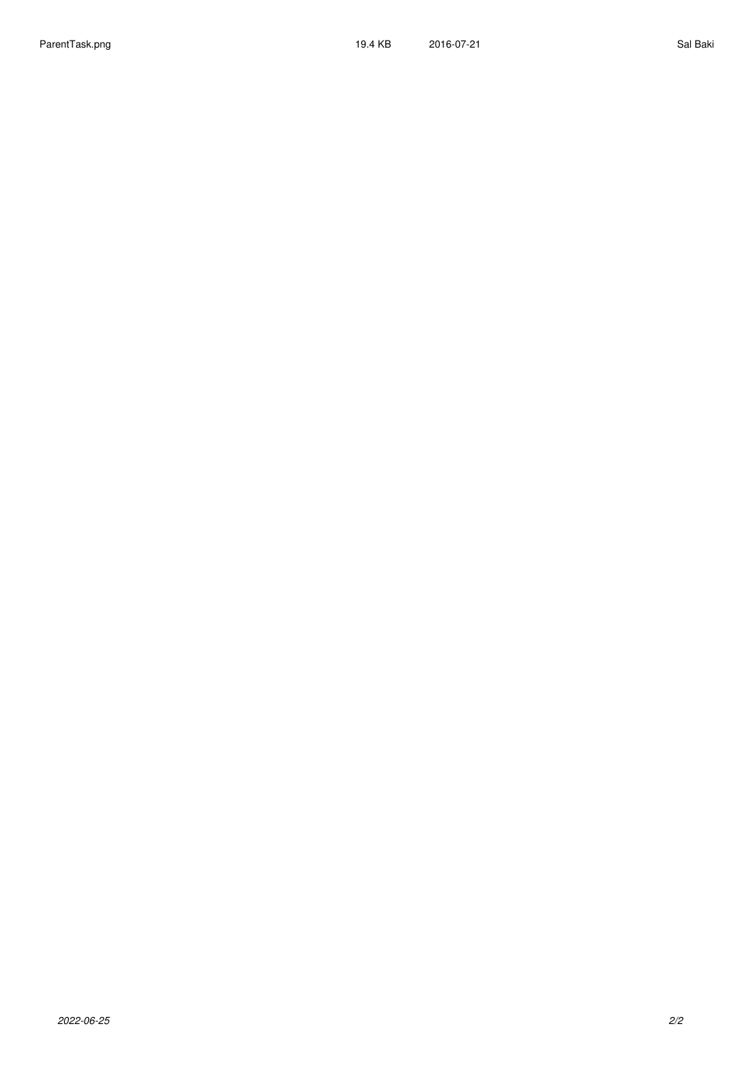| | | | |
|---|---|---|---|
| ParentTask.png | 19.4 KB | 2016-07-21 | Sal Baki |